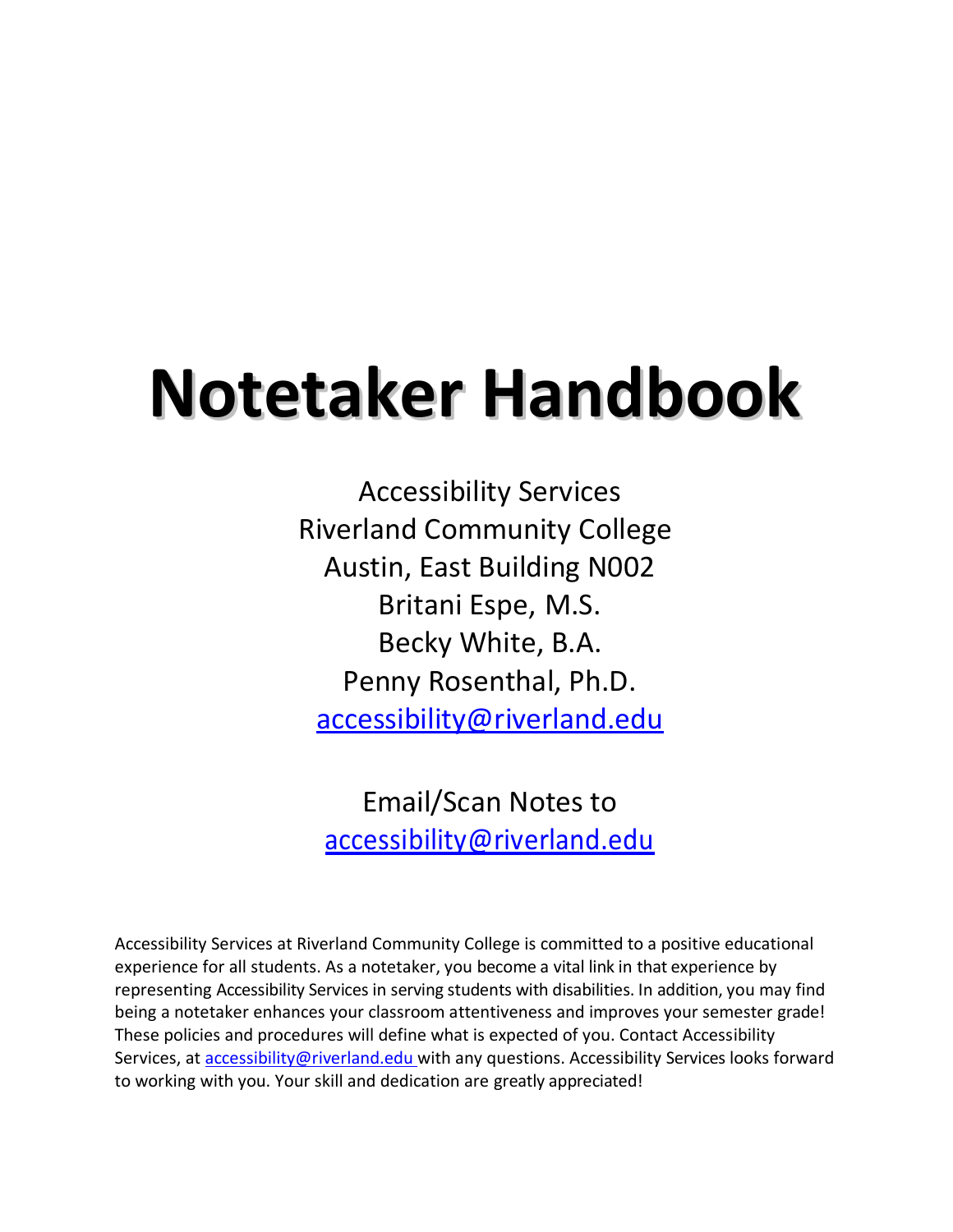# Notetaker Handbook

Accessibility Services
Riverland Community College
Austin, East Building N002
Britani Espe, M.S.
Becky White, B.A.
Penny Rosenthal, Ph.D.
accessibility@riverland.edu

Email/Scan Notes to
accessibility@riverland.edu

Accessibility Services at Riverland Community College is committed to a positive educational experience for all students. As a notetaker, you become a vital link in that experience by representing Accessibility Services in serving students with disabilities. In addition, you may find being a notetaker enhances your classroom attentiveness and improves your semester grade! These policies and procedures will define what is expected of you. Contact Accessibility Services, at accessibility@riverland.edu with any questions. Accessibility Services looks forward to working with you. Your skill and dedication are greatly appreciated!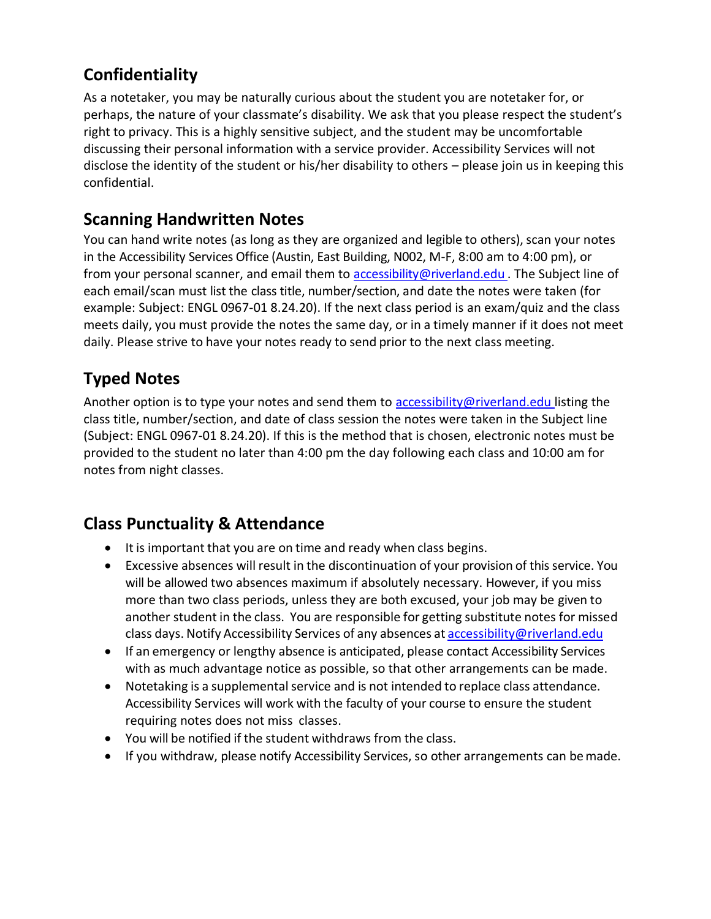## Confidentiality

As a notetaker, you may be naturally curious about the student you are notetaker for, or perhaps, the nature of your classmate's disability. We ask that you please respect the student's right to privacy. This is a highly sensitive subject, and the student may be uncomfortable discussing their personal information with a service provider. Accessibility Services will not disclose the identity of the student or his/her disability to others – please join us in keeping this confidential.

## Scanning Handwritten Notes

You can hand write notes (as long as they are organized and legible to others), scan your notes in the Accessibility Services Office (Austin, East Building, N002, M-F, 8:00 am to 4:00 pm), or from your personal scanner, and email them to accessibility@riverland.edu . The Subject line of each email/scan must list the class title, number/section, and date the notes were taken (for example: Subject: ENGL 0967-01 8.24.20). If the next class period is an exam/quiz and the class meets daily, you must provide the notes the same day, or in a timely manner if it does not meet daily. Please strive to have your notes ready to send prior to the next class meeting.

## Typed Notes

Another option is to type your notes and send them to accessibility@riverland.edu listing the class title, number/section, and date of class session the notes were taken in the Subject line (Subject: ENGL 0967-01 8.24.20). If this is the method that is chosen, electronic notes must be provided to the student no later than 4:00 pm the day following each class and 10:00 am for notes from night classes.

## Class Punctuality & Attendance

- It is important that you are on time and ready when class begins.
- Excessive absences will result in the discontinuation of your provision of this service. You will be allowed two absences maximum if absolutely necessary. However, if you miss more than two class periods, unless they are both excused, your job may be given to another student in the class. You are responsible for getting substitute notes for missed class days. Notify Accessibility Services of any absences at accessibility@riverland.edu
- If an emergency or lengthy absence is anticipated, please contact Accessibility Services with as much advantage notice as possible, so that other arrangements can be made.
- Notetaking is a supplemental service and is not intended to replace class attendance. Accessibility Services will work with the faculty of your course to ensure the student requiring notes does not miss classes.
- You will be notified if the student withdraws from the class.
- If you withdraw, please notify Accessibility Services, so other arrangements can be made.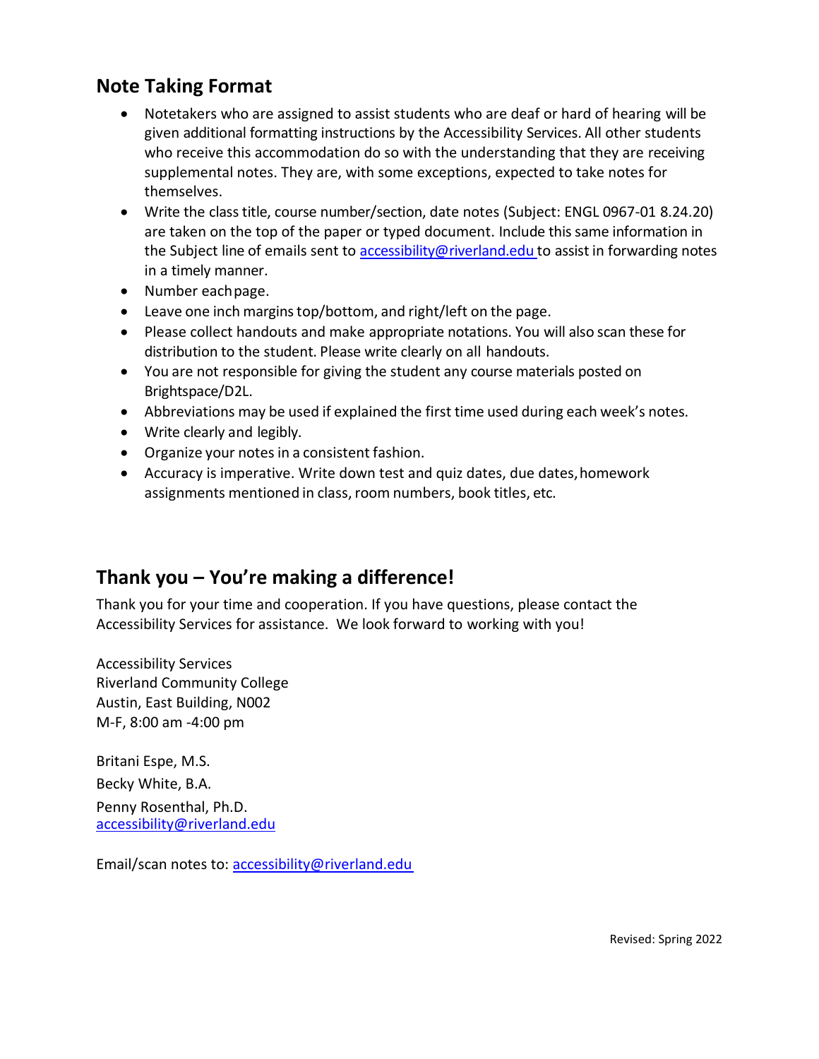## Note Taking Format

- Notetakers who are assigned to assist students who are deaf or hard of hearing will be given additional formatting instructions by the Accessibility Services. All other students who receive this accommodation do so with the understanding that they are receiving supplemental notes. They are, with some exceptions, expected to take notes for themselves.
- Write the class title, course number/section, date notes (Subject: ENGL 0967-01 8.24.20) are taken on the top of the paper or typed document. Include this same information in the Subject line of emails sent to accessibility@riverland.edu to assist in forwarding notes in a timely manner.
- Number each page.
- Leave one inch margins top/bottom, and right/left on the page.
- Please collect handouts and make appropriate notations. You will also scan these for distribution to the student. Please write clearly on all handouts.
- You are not responsible for giving the student any course materials posted on Brightspace/D2L.
- Abbreviations may be used if explained the first time used during each week's notes.
- Write clearly and legibly.
- Organize your notes in a consistent fashion.
- Accuracy is imperative. Write down test and quiz dates, due dates, homework assignments mentioned in class, room numbers, book titles, etc.

## Thank you – You're making a difference!

Thank you for your time and cooperation. If you have questions, please contact the Accessibility Services for assistance. We look forward to working with you!

Accessibility Services
Riverland Community College
Austin, East Building, N002
M-F, 8:00 am -4:00 pm

Britani Espe, M.S.
Becky White, B.A.
Penny Rosenthal, Ph.D.
accessibility@riverland.edu

Email/scan notes to: accessibility@riverland.edu

Revised: Spring 2022